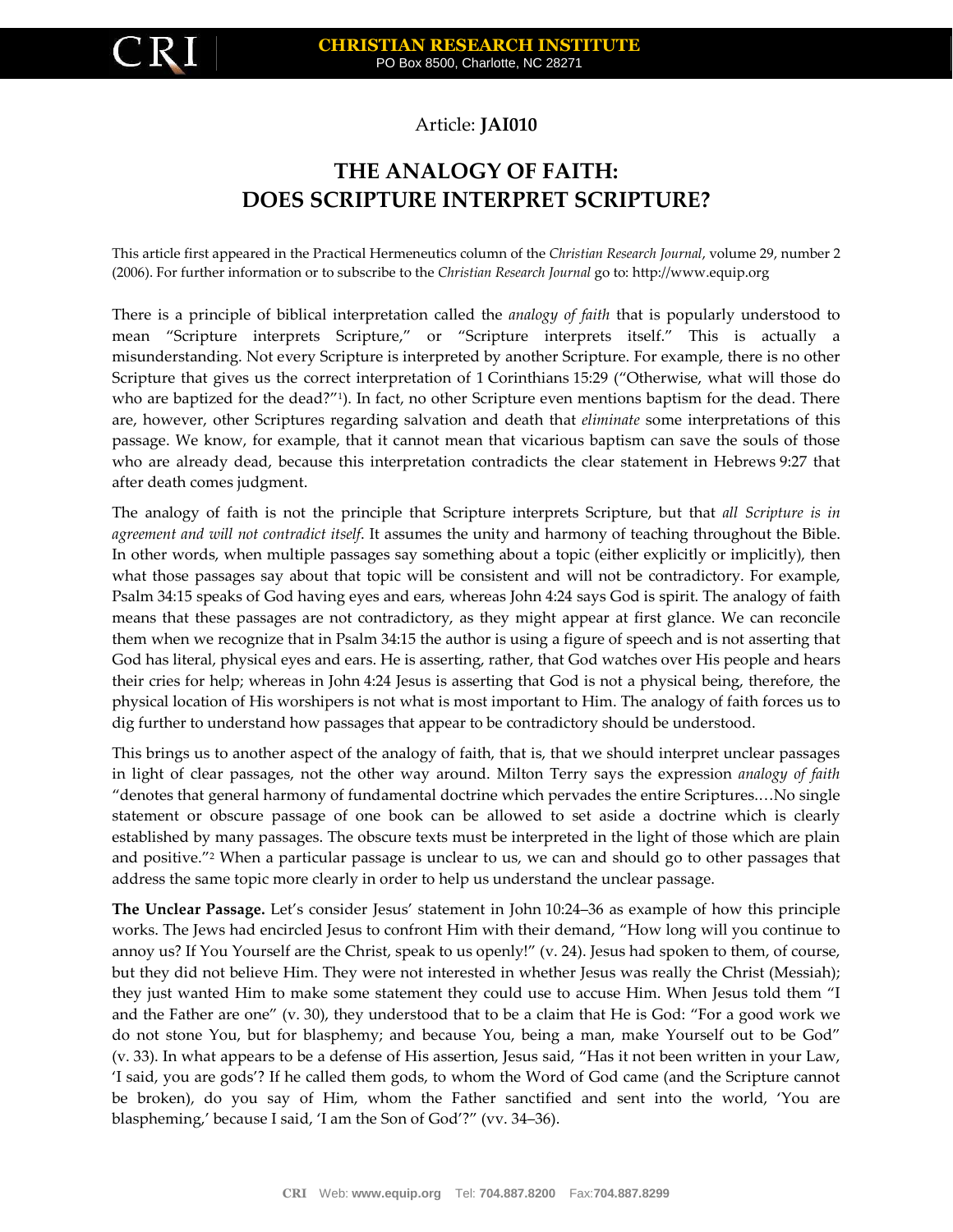Article: **JAI010**

# THE ANALOGY OF FAITH: DOES SCRIPTURE INTERPRET SCRIPTURE?

This article first appeared in the Practical Hermeneutics column of the *Christian Research Journal*, volume 29, number 2 (2006). For further information or to subscribe to the *Christian Research Journal* go to: http://www.equip.org

There is a principle of biblical interpretation called the *analogy of faith* that is popularly understood to mean "Scripture interprets Scripture," or "Scripture interprets itself." This is actually a misunderstanding. Not every Scripture is interpreted by another Scripture. For example, there is no other Scripture that gives us the correct interpretation of 1 Corinthians 15:29 ("Otherwise, what will those do who are baptized for the dead?"[1]). In fact, no other Scripture even mentions baptism for the dead. There are, however, other Scriptures regarding salvation and death that *eliminate* some interpretations of this passage. We know, for example, that it cannot mean that vicarious baptism can save the souls of those who are already dead, because this interpretation contradicts the clear statement in Hebrews 9:27 that after death comes judgment.

The analogy of faith is not the principle that Scripture interprets Scripture, but that *all Scripture is in agreement and will not contradict itself*. It assumes the unity and harmony of teaching throughout the Bible. In other words, when multiple passages say something about a topic (either explicitly or implicitly), then what those passages say about that topic will be consistent and will not be contradictory. For example, Psalm 34:15 speaks of God having eyes and ears, whereas John 4:24 says God is spirit. The analogy of faith means that these passages are not contradictory, as they might appear at first glance. We can reconcile them when we recognize that in Psalm 34:15 the author is using a figure of speech and is not asserting that God has literal, physical eyes and ears. He is asserting, rather, that God watches over His people and hears their cries for help; whereas in John 4:24 Jesus is asserting that God is not a physical being, therefore, the physical location of His worshipers is not what is most important to Him. The analogy of faith forces us to dig further to understand how passages that appear to be contradictory should be understood.

This brings us to another aspect of the analogy of faith, that is, that we should interpret unclear passages in light of clear passages, not the other way around. Milton Terry says the expression *analogy of faith* "denotes that general harmony of fundamental doctrine which pervades the entire Scriptures.…No single statement or obscure passage of one book can be allowed to set aside a doctrine which is clearly established by many passages. The obscure texts must be interpreted in the light of those which are plain and positive."[2] When a particular passage is unclear to us, we can and should go to other passages that address the same topic more clearly in order to help us understand the unclear passage.

**The Unclear Passage.** Let's consider Jesus' statement in John 10:24–36 as example of how this principle works. The Jews had encircled Jesus to confront Him with their demand, "How long will you continue to annoy us? If You Yourself are the Christ, speak to us openly!" (v. 24). Jesus had spoken to them, of course, but they did not believe Him. They were not interested in whether Jesus was really the Christ (Messiah); they just wanted Him to make some statement they could use to accuse Him. When Jesus told them "I and the Father are one" (v. 30), they understood that to be a claim that He is God: "For a good work we do not stone You, but for blasphemy; and because You, being a man, make Yourself out to be God" (v. 33). In what appears to be a defense of His assertion, Jesus said, "Has it not been written in your Law, 'I said, you are gods'? If he called them gods, to whom the Word of God came (and the Scripture cannot be broken), do you say of Him, whom the Father sanctified and sent into the world, 'You are blaspheming,' because I said, 'I am the Son of God'?" (vv. 34–36).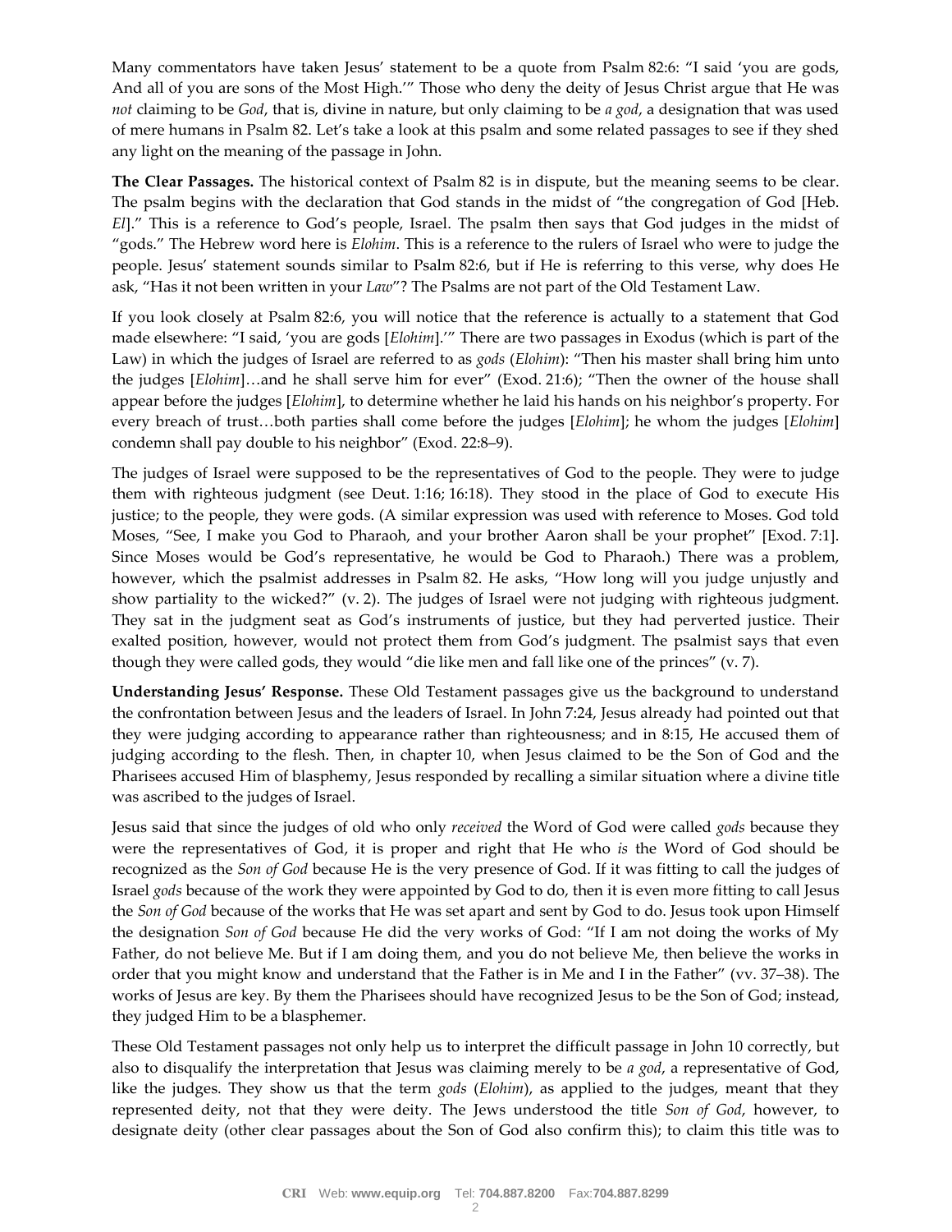Many commentators have taken Jesus' statement to be a quote from Psalm 82:6: "I said 'you are gods, And all of you are sons of the Most High.'" Those who deny the deity of Jesus Christ argue that He was *not* claiming to be *God*, that is, divine in nature, but only claiming to be *a god*, a designation that was used of mere humans in Psalm 82. Let's take a look at this psalm and some related passages to see if they shed any light on the meaning of the passage in John.

**The Clear Passages.** The historical context of Psalm 82 is in dispute, but the meaning seems to be clear. The psalm begins with the declaration that God stands in the midst of "the congregation of God [Heb. *El*]." This is a reference to God's people, Israel. The psalm then says that God judges in the midst of "gods." The Hebrew word here is *Elohim*. This is a reference to the rulers of Israel who were to judge the people. Jesus' statement sounds similar to Psalm 82:6, but if He is referring to this verse, why does He ask, "Has it not been written in your *Law*"? The Psalms are not part of the Old Testament Law.

If you look closely at Psalm 82:6, you will notice that the reference is actually to a statement that God made elsewhere: "I said, 'you are gods [*Elohim*].'" There are two passages in Exodus (which is part of the Law) in which the judges of Israel are referred to as *gods* (*Elohim*): "Then his master shall bring him unto the judges [*Elohim*]…and he shall serve him for ever" (Exod. 21:6); "Then the owner of the house shall appear before the judges [*Elohim*], to determine whether he laid his hands on his neighbor's property. For every breach of trust…both parties shall come before the judges [*Elohim*]; he whom the judges [*Elohim*] condemn shall pay double to his neighbor" (Exod. 22:8–9).

The judges of Israel were supposed to be the representatives of God to the people. They were to judge them with righteous judgment (see Deut. 1:16; 16:18). They stood in the place of God to execute His justice; to the people, they were gods. (A similar expression was used with reference to Moses. God told Moses, "See, I make you God to Pharaoh, and your brother Aaron shall be your prophet" [Exod. 7:1]. Since Moses would be God's representative, he would be God to Pharaoh.) There was a problem, however, which the psalmist addresses in Psalm 82. He asks, "How long will you judge unjustly and show partiality to the wicked?" (v. 2). The judges of Israel were not judging with righteous judgment. They sat in the judgment seat as God's instruments of justice, but they had perverted justice. Their exalted position, however, would not protect them from God's judgment. The psalmist says that even though they were called gods, they would "die like men and fall like one of the princes" (v. 7).

**Understanding Jesus' Response.** These Old Testament passages give us the background to understand the confrontation between Jesus and the leaders of Israel. In John 7:24, Jesus already had pointed out that they were judging according to appearance rather than righteousness; and in 8:15, He accused them of judging according to the flesh. Then, in chapter 10, when Jesus claimed to be the Son of God and the Pharisees accused Him of blasphemy, Jesus responded by recalling a similar situation where a divine title was ascribed to the judges of Israel.

Jesus said that since the judges of old who only *received* the Word of God were called *gods* because they were the representatives of God, it is proper and right that He who *is* the Word of God should be recognized as the *Son of God* because He is the very presence of God. If it was fitting to call the judges of Israel *gods* because of the work they were appointed by God to do, then it is even more fitting to call Jesus the *Son of God* because of the works that He was set apart and sent by God to do. Jesus took upon Himself the designation *Son of God* because He did the very works of God: "If I am not doing the works of My Father, do not believe Me. But if I am doing them, and you do not believe Me, then believe the works in order that you might know and understand that the Father is in Me and I in the Father" (vv. 37–38). The works of Jesus are key. By them the Pharisees should have recognized Jesus to be the Son of God; instead, they judged Him to be a blasphemer.

These Old Testament passages not only help us to interpret the difficult passage in John 10 correctly, but also to disqualify the interpretation that Jesus was claiming merely to be *a god*, a representative of God, like the judges. They show us that the term *gods* (*Elohim*), as applied to the judges, meant that they represented deity, not that they were deity. The Jews understood the title *Son of God*, however, to designate deity (other clear passages about the Son of God also confirm this); to claim this title was to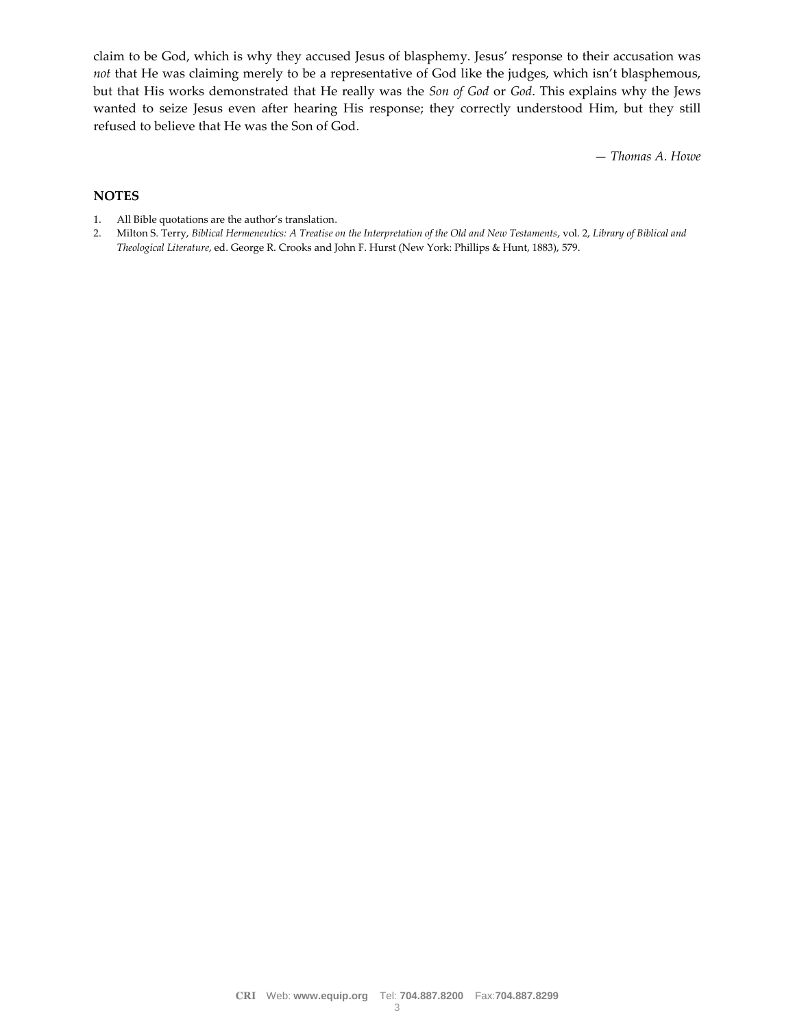claim to be God, which is why they accused Jesus of blasphemy. Jesus' response to their accusation was *not* that He was claiming merely to be a representative of God like the judges, which isn't blasphemous, but that His works demonstrated that He really was the *Son of God* or *God*. This explains why the Jews wanted to seize Jesus even after hearing His response; they correctly understood Him, but they still refused to believe that He was the Son of God.

*— Thomas A. Howe*

**NOTES**

1. All Bible quotations are the author's translation.
2. Milton S. Terry, *Biblical Hermeneutics: A Treatise on the Interpretation of the Old and New Testaments*, vol. 2, *Library of Biblical and Theological Literature*, ed. George R. Crooks and John F. Hurst (New York: Phillips & Hunt, 1883), 579.